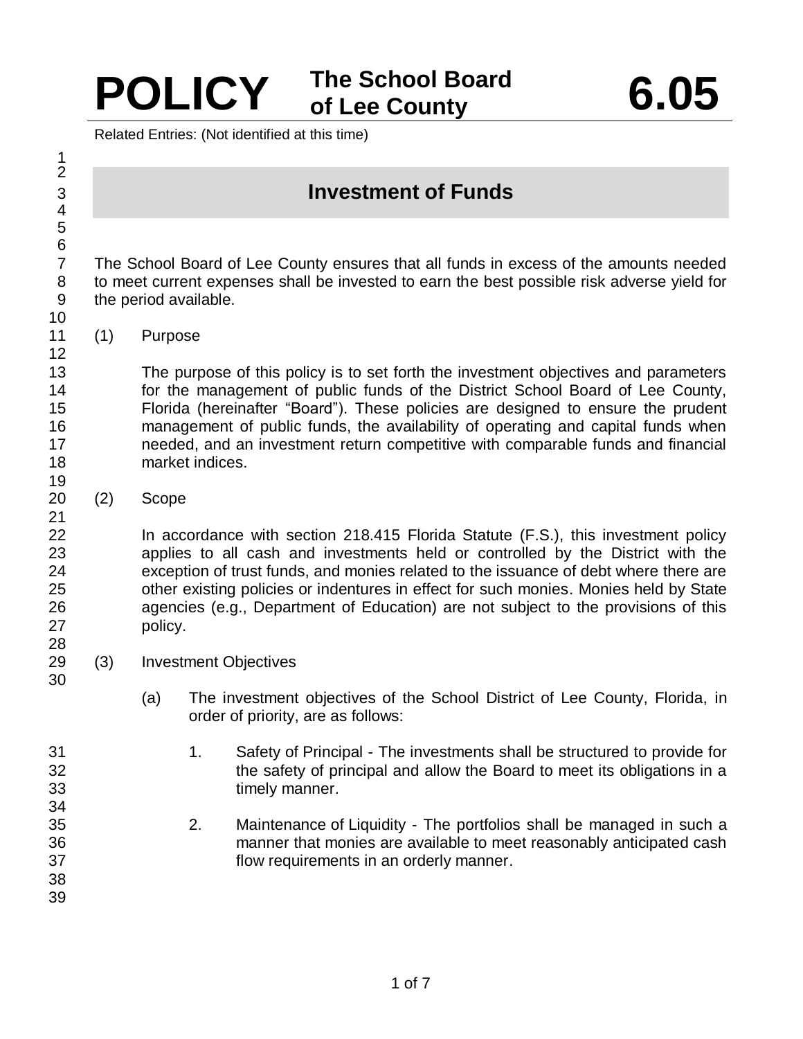# POLICY — The School Board of Lee County — 6.05

Related Entries: (Not identified at this time)

## Investment of Funds

The School Board of Lee County ensures that all funds in excess of the amounts needed to meet current expenses shall be invested to earn the best possible risk adverse yield for the period available.

(1) Purpose

The purpose of this policy is to set forth the investment objectives and parameters for the management of public funds of the District School Board of Lee County, Florida (hereinafter "Board"). These policies are designed to ensure the prudent management of public funds, the availability of operating and capital funds when needed, and an investment return competitive with comparable funds and financial market indices.

(2) Scope

In accordance with section 218.415 Florida Statute (F.S.), this investment policy applies to all cash and investments held or controlled by the District with the exception of trust funds, and monies related to the issuance of debt where there are other existing policies or indentures in effect for such monies. Monies held by State agencies (e.g., Department of Education) are not subject to the provisions of this policy.

(3) Investment Objectives

(a) The investment objectives of the School District of Lee County, Florida, in order of priority, are as follows:

1. Safety of Principal - The investments shall be structured to provide for the safety of principal and allow the Board to meet its obligations in a timely manner.

2. Maintenance of Liquidity - The portfolios shall be managed in such a manner that monies are available to meet reasonably anticipated cash flow requirements in an orderly manner.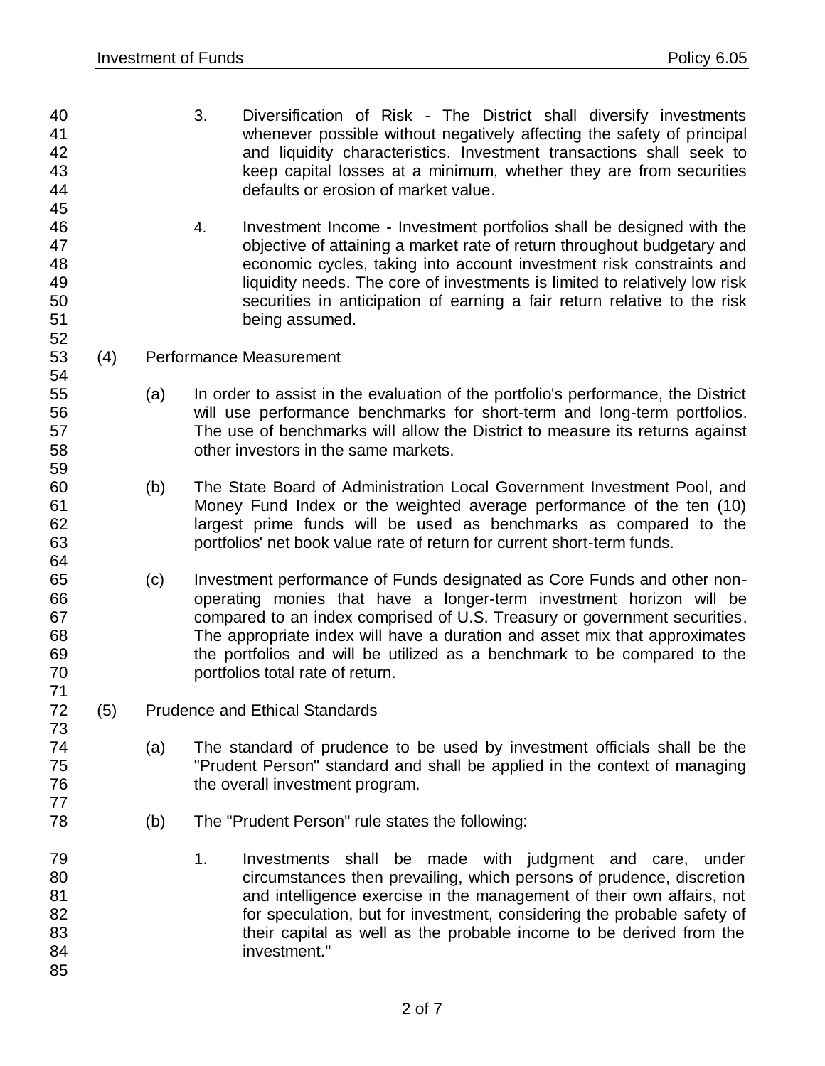3. Diversification of Risk - The District shall diversify investments whenever possible without negatively affecting the safety of principal and liquidity characteristics. Investment transactions shall seek to keep capital losses at a minimum, whether they are from securities defaults or erosion of market value.

4. Investment Income - Investment portfolios shall be designed with the objective of attaining a market rate of return throughout budgetary and economic cycles, taking into account investment risk constraints and liquidity needs. The core of investments is limited to relatively low risk securities in anticipation of earning a fair return relative to the risk being assumed.

(4) Performance Measurement

(a) In order to assist in the evaluation of the portfolio's performance, the District will use performance benchmarks for short-term and long-term portfolios. The use of benchmarks will allow the District to measure its returns against other investors in the same markets.

(b) The State Board of Administration Local Government Investment Pool, and Money Fund Index or the weighted average performance of the ten (10) largest prime funds will be used as benchmarks as compared to the portfolios' net book value rate of return for current short-term funds.

(c) Investment performance of Funds designated as Core Funds and other non-operating monies that have a longer-term investment horizon will be compared to an index comprised of U.S. Treasury or government securities. The appropriate index will have a duration and asset mix that approximates the portfolios and will be utilized as a benchmark to be compared to the portfolios total rate of return.

(5) Prudence and Ethical Standards

(a) The standard of prudence to be used by investment officials shall be the "Prudent Person" standard and shall be applied in the context of managing the overall investment program.

(b) The "Prudent Person" rule states the following:

1. Investments shall be made with judgment and care, under circumstances then prevailing, which persons of prudence, discretion and intelligence exercise in the management of their own affairs, not for speculation, but for investment, considering the probable safety of their capital as well as the probable income to be derived from the investment."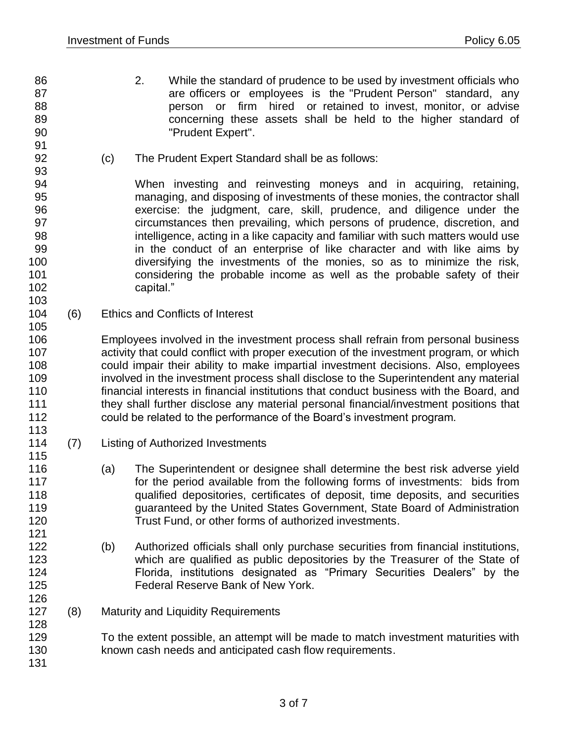2. While the standard of prudence to be used by investment officials who are officers or employees is the "Prudent Person" standard, any person or firm hired or retained to invest, monitor, or advise concerning these assets shall be held to the higher standard of "Prudent Expert".

(c) The Prudent Expert Standard shall be as follows:

When investing and reinvesting moneys and in acquiring, retaining, managing, and disposing of investments of these monies, the contractor shall exercise: the judgment, care, skill, prudence, and diligence under the circumstances then prevailing, which persons of prudence, discretion, and intelligence, acting in a like capacity and familiar with such matters would use in the conduct of an enterprise of like character and with like aims by diversifying the investments of the monies, so as to minimize the risk, considering the probable income as well as the probable safety of their capital."

(6) Ethics and Conflicts of Interest

Employees involved in the investment process shall refrain from personal business activity that could conflict with proper execution of the investment program, or which could impair their ability to make impartial investment decisions. Also, employees involved in the investment process shall disclose to the Superintendent any material financial interests in financial institutions that conduct business with the Board, and they shall further disclose any material personal financial/investment positions that could be related to the performance of the Board's investment program.

(7) Listing of Authorized Investments

(a) The Superintendent or designee shall determine the best risk adverse yield for the period available from the following forms of investments: bids from qualified depositories, certificates of deposit, time deposits, and securities guaranteed by the United States Government, State Board of Administration Trust Fund, or other forms of authorized investments.

(b) Authorized officials shall only purchase securities from financial institutions, which are qualified as public depositories by the Treasurer of the State of Florida, institutions designated as "Primary Securities Dealers" by the Federal Reserve Bank of New York.

(8) Maturity and Liquidity Requirements

To the extent possible, an attempt will be made to match investment maturities with known cash needs and anticipated cash flow requirements.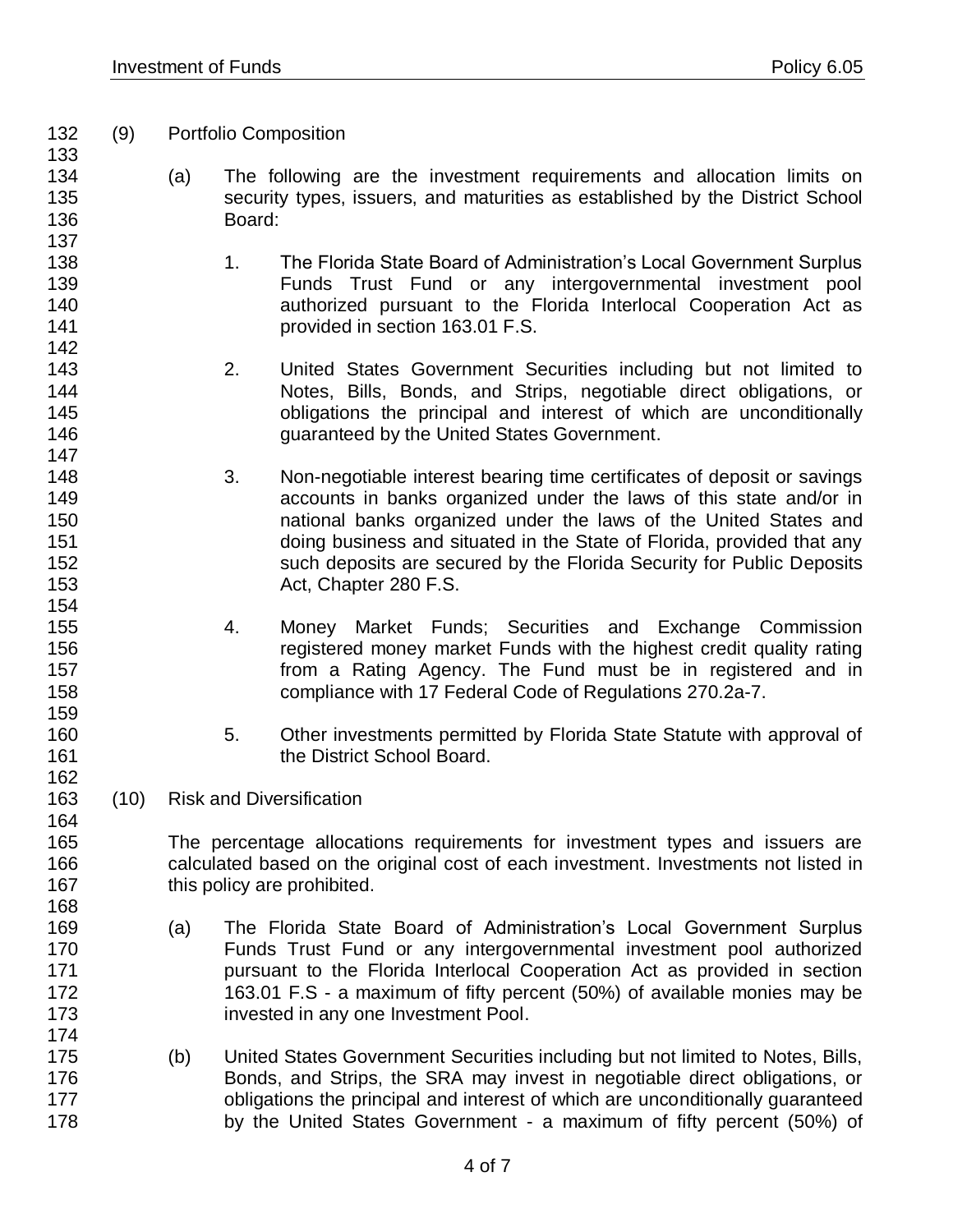(9) Portfolio Composition

(a) The following are the investment requirements and allocation limits on security types, issuers, and maturities as established by the District School Board:

1. The Florida State Board of Administration's Local Government Surplus Funds Trust Fund or any intergovernmental investment pool authorized pursuant to the Florida Interlocal Cooperation Act as provided in section 163.01 F.S.

2. United States Government Securities including but not limited to Notes, Bills, Bonds, and Strips, negotiable direct obligations, or obligations the principal and interest of which are unconditionally guaranteed by the United States Government.

3. Non-negotiable interest bearing time certificates of deposit or savings accounts in banks organized under the laws of this state and/or in national banks organized under the laws of the United States and doing business and situated in the State of Florida, provided that any such deposits are secured by the Florida Security for Public Deposits Act, Chapter 280 F.S.

4. Money Market Funds; Securities and Exchange Commission registered money market Funds with the highest credit quality rating from a Rating Agency. The Fund must be in registered and in compliance with 17 Federal Code of Regulations 270.2a-7.

5. Other investments permitted by Florida State Statute with approval of the District School Board.

(10) Risk and Diversification

The percentage allocations requirements for investment types and issuers are calculated based on the original cost of each investment. Investments not listed in this policy are prohibited.

(a) The Florida State Board of Administration's Local Government Surplus Funds Trust Fund or any intergovernmental investment pool authorized pursuant to the Florida Interlocal Cooperation Act as provided in section 163.01 F.S - a maximum of fifty percent (50%) of available monies may be invested in any one Investment Pool.

(b) United States Government Securities including but not limited to Notes, Bills, Bonds, and Strips, the SRA may invest in negotiable direct obligations, or obligations the principal and interest of which are unconditionally guaranteed by the United States Government - a maximum of fifty percent (50%) of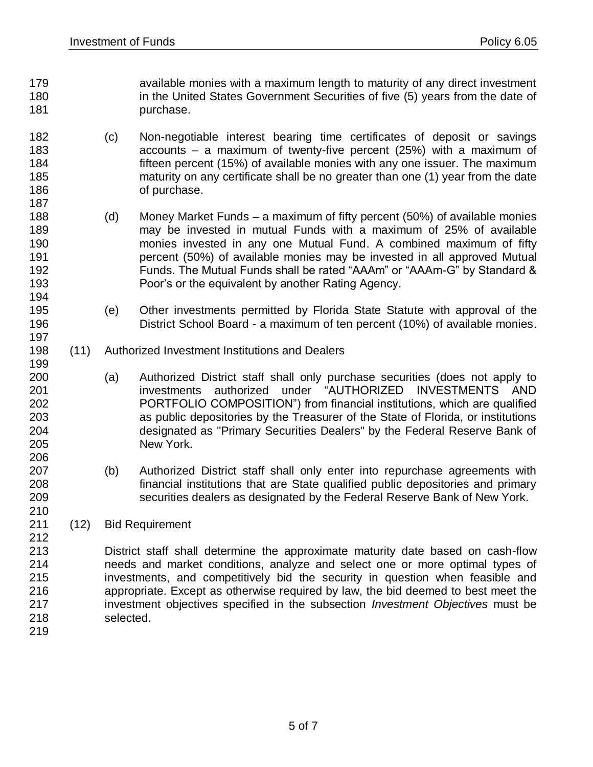available monies with a maximum length to maturity of any direct investment in the United States Government Securities of five (5) years from the date of purchase.

(c) Non-negotiable interest bearing time certificates of deposit or savings accounts – a maximum of twenty-five percent (25%) with a maximum of fifteen percent (15%) of available monies with any one issuer. The maximum maturity on any certificate shall be no greater than one (1) year from the date of purchase.

(d) Money Market Funds – a maximum of fifty percent (50%) of available monies may be invested in mutual Funds with a maximum of 25% of available monies invested in any one Mutual Fund. A combined maximum of fifty percent (50%) of available monies may be invested in all approved Mutual Funds. The Mutual Funds shall be rated "AAAm" or "AAAm-G" by Standard & Poor's or the equivalent by another Rating Agency.

(e) Other investments permitted by Florida State Statute with approval of the District School Board - a maximum of ten percent (10%) of available monies.

(11) Authorized Investment Institutions and Dealers

(a) Authorized District staff shall only purchase securities (does not apply to investments authorized under "AUTHORIZED INVESTMENTS AND PORTFOLIO COMPOSITION") from financial institutions, which are qualified as public depositories by the Treasurer of the State of Florida, or institutions designated as "Primary Securities Dealers" by the Federal Reserve Bank of New York.

(b) Authorized District staff shall only enter into repurchase agreements with financial institutions that are State qualified public depositories and primary securities dealers as designated by the Federal Reserve Bank of New York.

(12) Bid Requirement

District staff shall determine the approximate maturity date based on cash-flow needs and market conditions, analyze and select one or more optimal types of investments, and competitively bid the security in question when feasible and appropriate. Except as otherwise required by law, the bid deemed to best meet the investment objectives specified in the subsection *Investment Objectives* must be selected.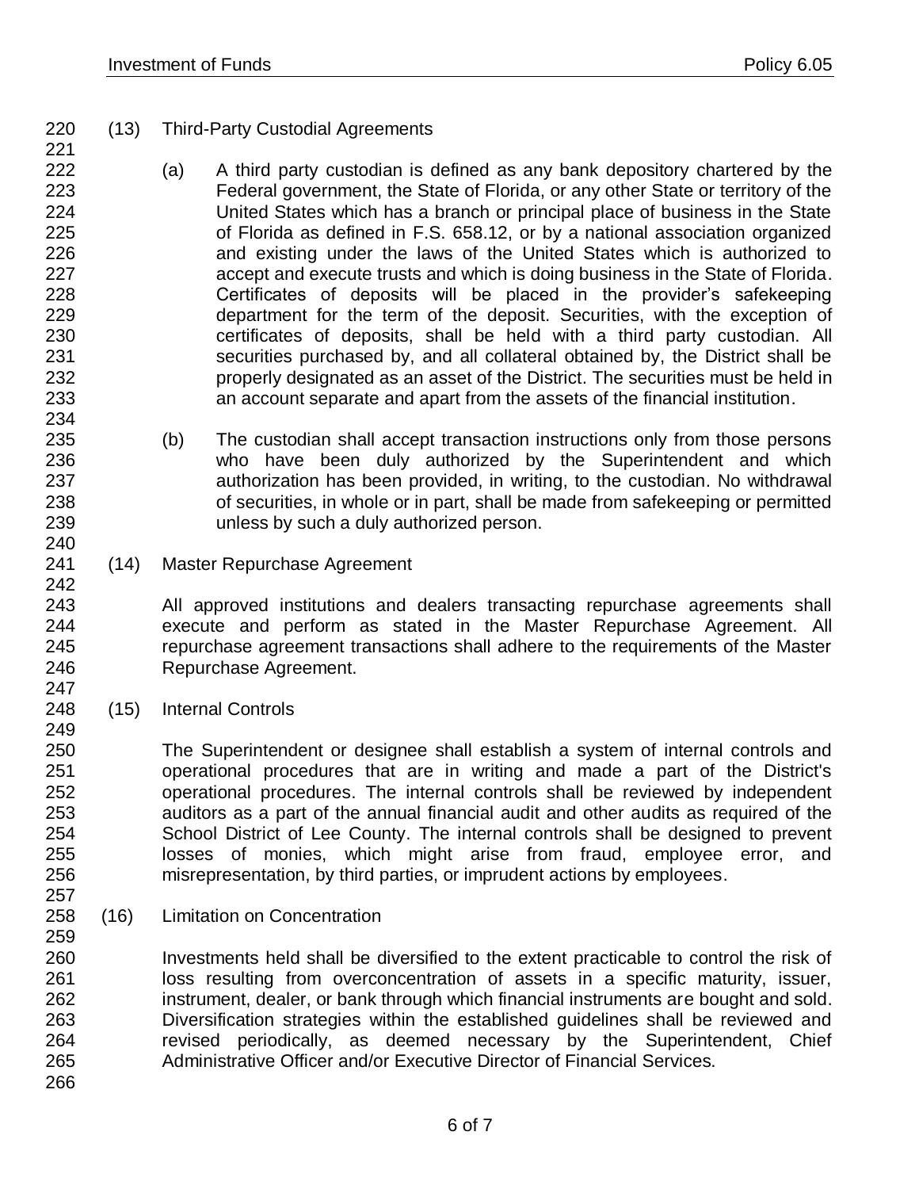(13) Third-Party Custodial Agreements

(a) A third party custodian is defined as any bank depository chartered by the Federal government, the State of Florida, or any other State or territory of the United States which has a branch or principal place of business in the State of Florida as defined in F.S. 658.12, or by a national association organized and existing under the laws of the United States which is authorized to accept and execute trusts and which is doing business in the State of Florida. Certificates of deposits will be placed in the provider's safekeeping department for the term of the deposit. Securities, with the exception of certificates of deposits, shall be held with a third party custodian. All securities purchased by, and all collateral obtained by, the District shall be properly designated as an asset of the District. The securities must be held in an account separate and apart from the assets of the financial institution.

(b) The custodian shall accept transaction instructions only from those persons who have been duly authorized by the Superintendent and which authorization has been provided, in writing, to the custodian. No withdrawal of securities, in whole or in part, shall be made from safekeeping or permitted unless by such a duly authorized person.

(14) Master Repurchase Agreement

All approved institutions and dealers transacting repurchase agreements shall execute and perform as stated in the Master Repurchase Agreement. All repurchase agreement transactions shall adhere to the requirements of the Master Repurchase Agreement.

(15) Internal Controls

The Superintendent or designee shall establish a system of internal controls and operational procedures that are in writing and made a part of the District's operational procedures. The internal controls shall be reviewed by independent auditors as a part of the annual financial audit and other audits as required of the School District of Lee County. The internal controls shall be designed to prevent losses of monies, which might arise from fraud, employee error, and misrepresentation, by third parties, or imprudent actions by employees.

(16) Limitation on Concentration

Investments held shall be diversified to the extent practicable to control the risk of loss resulting from overconcentration of assets in a specific maturity, issuer, instrument, dealer, or bank through which financial instruments are bought and sold. Diversification strategies within the established guidelines shall be reviewed and revised periodically, as deemed necessary by the Superintendent, Chief Administrative Officer and/or Executive Director of Financial Services.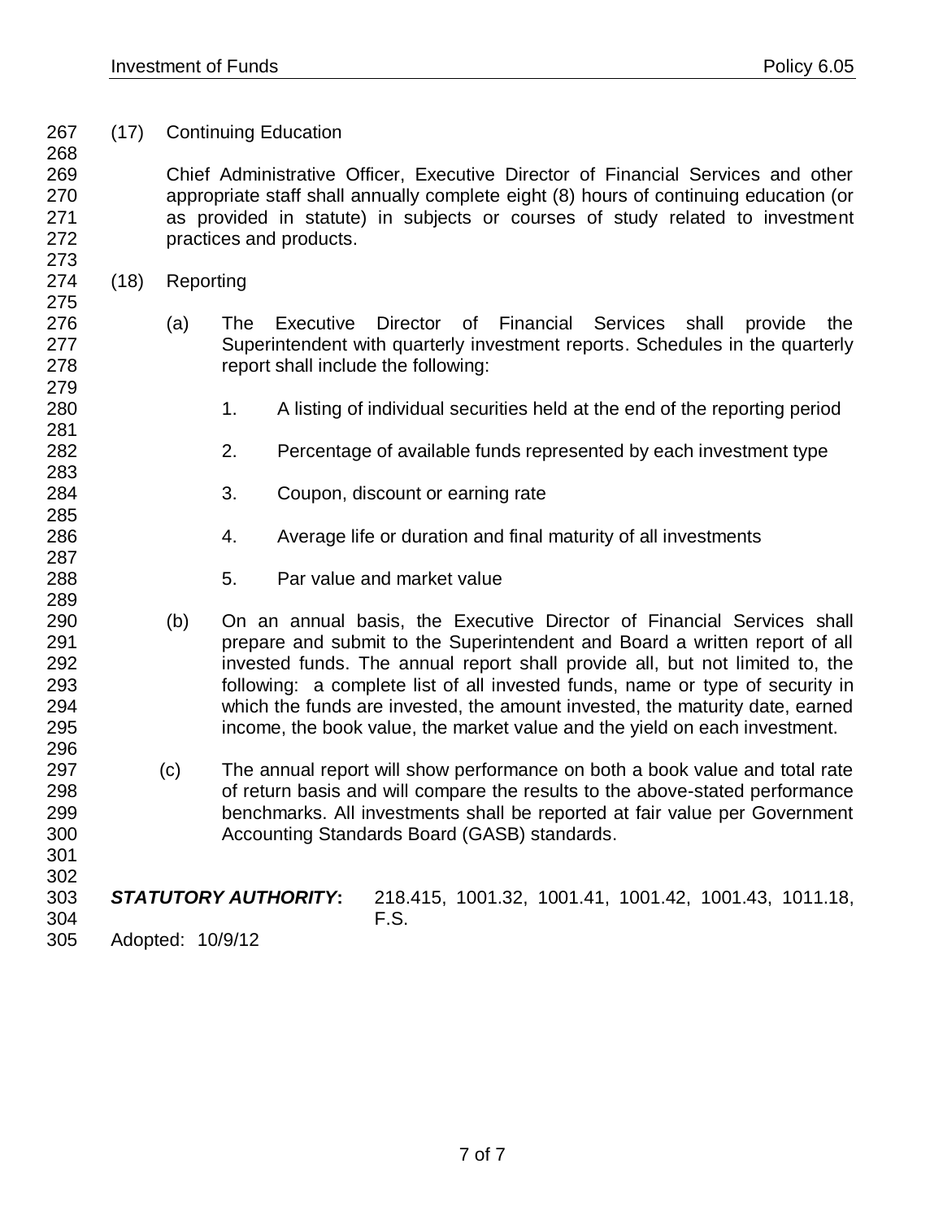(17) Continuing Education

Chief Administrative Officer, Executive Director of Financial Services and other appropriate staff shall annually complete eight (8) hours of continuing education (or as provided in statute) in subjects or courses of study related to investment practices and products.

(18) Reporting

(a) The Executive Director of Financial Services shall provide the Superintendent with quarterly investment reports. Schedules in the quarterly report shall include the following:

1. A listing of individual securities held at the end of the reporting period

2. Percentage of available funds represented by each investment type

3. Coupon, discount or earning rate

4. Average life or duration and final maturity of all investments

5. Par value and market value

(b) On an annual basis, the Executive Director of Financial Services shall prepare and submit to the Superintendent and Board a written report of all invested funds. The annual report shall provide all, but not limited to, the following: a complete list of all invested funds, name or type of security in which the funds are invested, the amount invested, the maturity date, earned income, the book value, the market value and the yield on each investment.

(c) The annual report will show performance on both a book value and total rate of return basis and will compare the results to the above-stated performance benchmarks. All investments shall be reported at fair value per Government Accounting Standards Board (GASB) standards.

***STATUTORY AUTHORITY*:** 218.415, 1001.32, 1001.41, 1001.42, 1001.43, 1011.18, F.S.

Adopted: 10/9/12